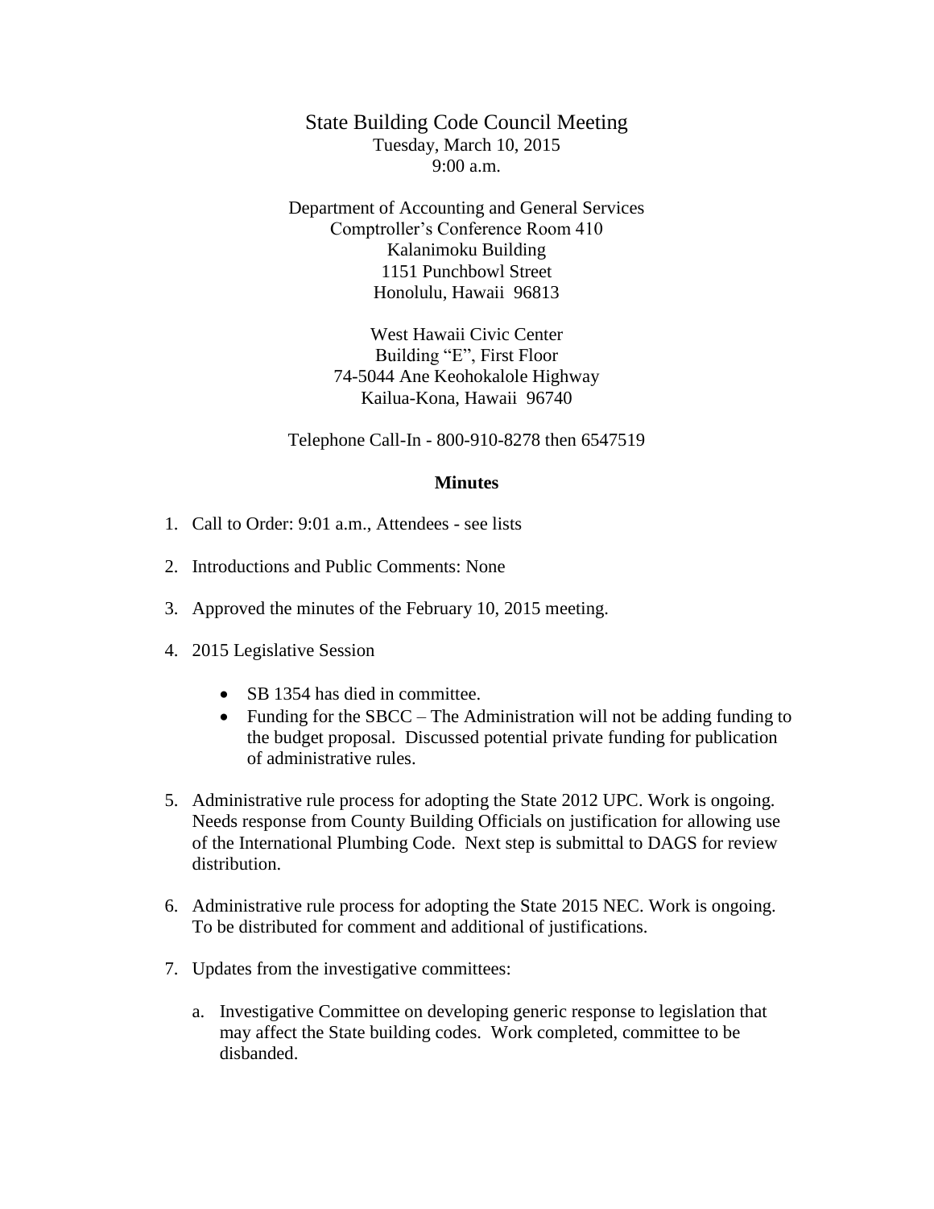State Building Code Council Meeting  
Tuesday, March 10, 2015  
9:00 a.m.

Department of Accounting and General Services  
Comptroller's Conference Room 410  
Kalanimoku Building  
1151 Punchbowl Street  
Honolulu, Hawaii 96813

West Hawaii Civic Center  
Building "E", First Floor  
74-5044 Ane Keohokalole Highway  
Kailua-Kona, Hawaii 96740

Telephone Call-In - 800-910-8278 then 6547519

**Minutes**

1. Call to Order: 9:01 a.m., Attendees - see lists

2. Introductions and Public Comments: None

3. Approved the minutes of the February 10, 2015 meeting.

4. 2015 Legislative Session

   - SB 1354 has died in committee.
   - Funding for the SBCC – The Administration will not be adding funding to the budget proposal. Discussed potential private funding for publication of administrative rules.

5. Administrative rule process for adopting the State 2012 UPC. Work is ongoing. Needs response from County Building Officials on justification for allowing use of the International Plumbing Code. Next step is submittal to DAGS for review distribution.

6. Administrative rule process for adopting the State 2015 NEC. Work is ongoing. To be distributed for comment and additional of justifications.

7. Updates from the investigative committees:

   a. Investigative Committee on developing generic response to legislation that may affect the State building codes. Work completed, committee to be disbanded.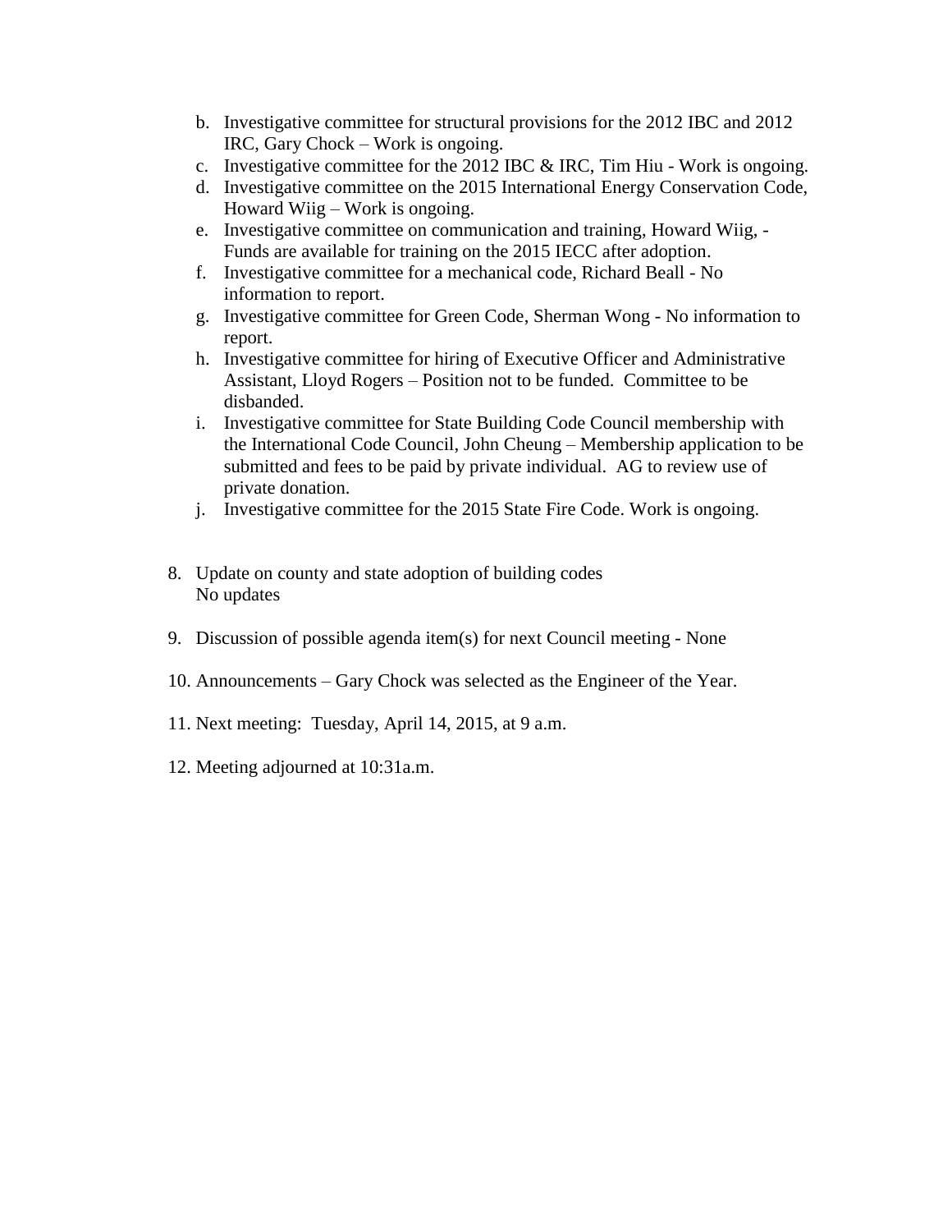b. Investigative committee for structural provisions for the 2012 IBC and 2012 IRC, Gary Chock – Work is ongoing.
c. Investigative committee for the 2012 IBC & IRC, Tim Hiu - Work is ongoing.
d. Investigative committee on the 2015 International Energy Conservation Code, Howard Wiig – Work is ongoing.
e. Investigative committee on communication and training, Howard Wiig, - Funds are available for training on the 2015 IECC after adoption.
f. Investigative committee for a mechanical code, Richard Beall - No information to report.
g. Investigative committee for Green Code, Sherman Wong - No information to report.
h. Investigative committee for hiring of Executive Officer and Administrative Assistant, Lloyd Rogers – Position not to be funded. Committee to be disbanded.
i. Investigative committee for State Building Code Council membership with the International Code Council, John Cheung – Membership application to be submitted and fees to be paid by private individual. AG to review use of private donation.
j. Investigative committee for the 2015 State Fire Code. Work is ongoing.

8. Update on county and state adoption of building codes
   No updates

9. Discussion of possible agenda item(s) for next Council meeting - None

10. Announcements – Gary Chock was selected as the Engineer of the Year.

11. Next meeting: Tuesday, April 14, 2015, at 9 a.m.

12. Meeting adjourned at 10:31a.m.